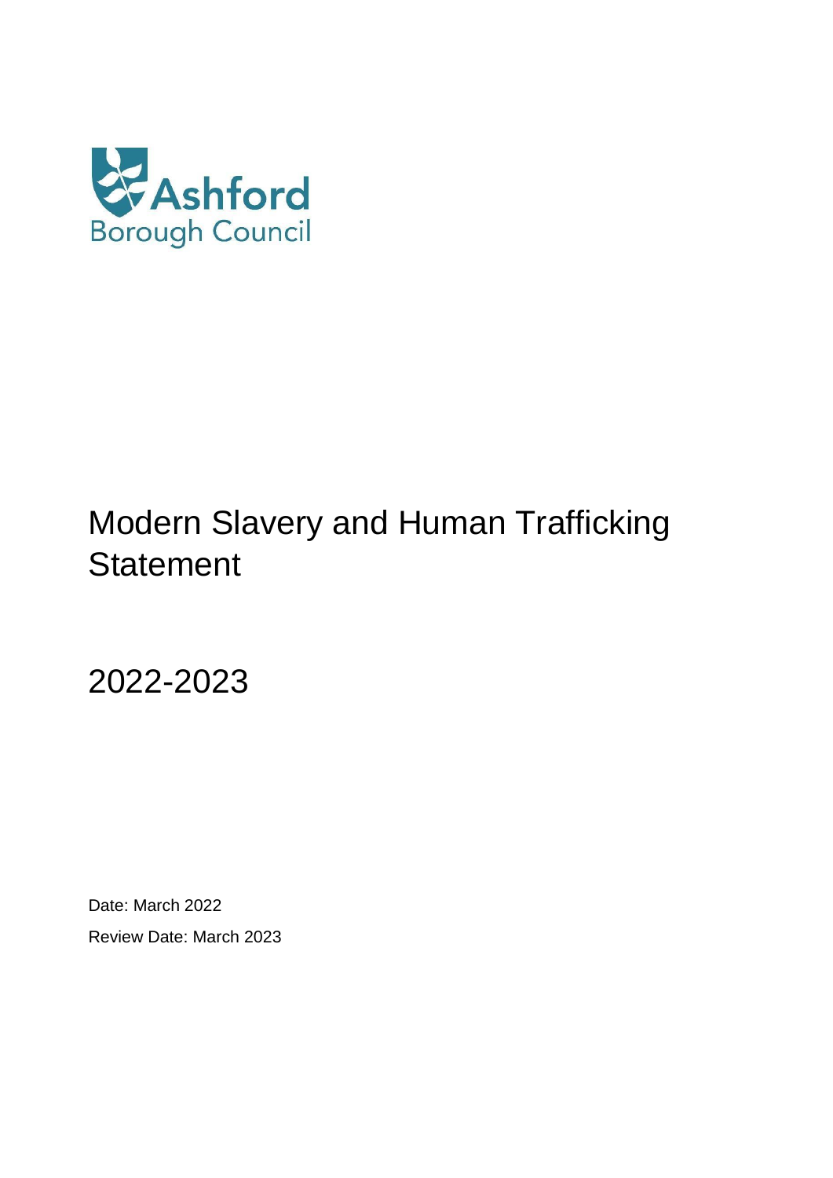Ashford Borough Council

# Modern Slavery and Human Trafficking Statement

## 2022-2023

Date: March 2022

Review Date: March 2023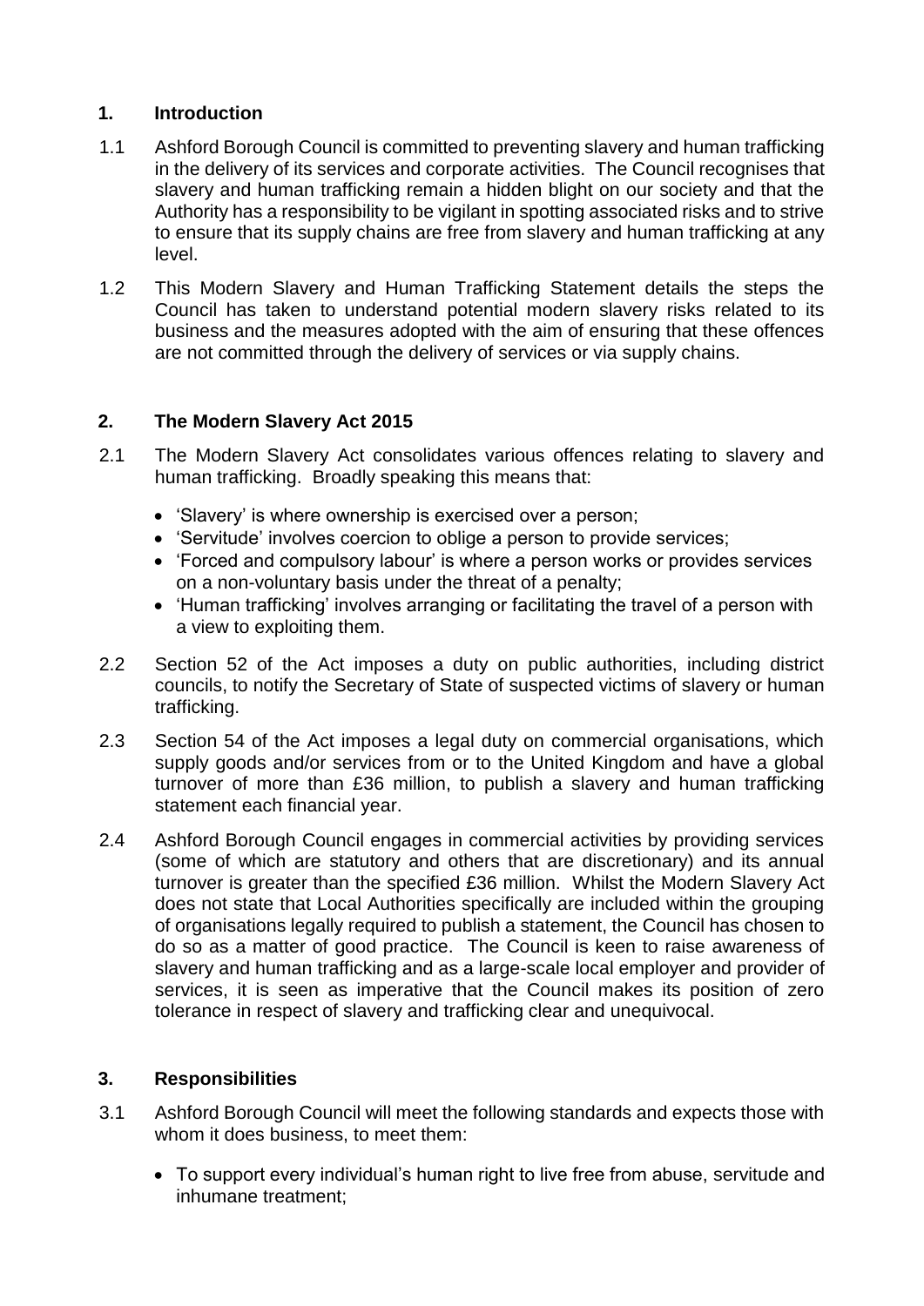## 1. Introduction

1.1 Ashford Borough Council is committed to preventing slavery and human trafficking in the delivery of its services and corporate activities. The Council recognises that slavery and human trafficking remain a hidden blight on our society and that the Authority has a responsibility to be vigilant in spotting associated risks and to strive to ensure that its supply chains are free from slavery and human trafficking at any level.

1.2 This Modern Slavery and Human Trafficking Statement details the steps the Council has taken to understand potential modern slavery risks related to its business and the measures adopted with the aim of ensuring that these offences are not committed through the delivery of services or via supply chains.

## 2. The Modern Slavery Act 2015

2.1 The Modern Slavery Act consolidates various offences relating to slavery and human trafficking. Broadly speaking this means that:

- 'Slavery' is where ownership is exercised over a person;
- 'Servitude' involves coercion to oblige a person to provide services;
- 'Forced and compulsory labour' is where a person works or provides services on a non-voluntary basis under the threat of a penalty;
- 'Human trafficking' involves arranging or facilitating the travel of a person with a view to exploiting them.

2.2 Section 52 of the Act imposes a duty on public authorities, including district councils, to notify the Secretary of State of suspected victims of slavery or human trafficking.

2.3 Section 54 of the Act imposes a legal duty on commercial organisations, which supply goods and/or services from or to the United Kingdom and have a global turnover of more than £36 million, to publish a slavery and human trafficking statement each financial year.

2.4 Ashford Borough Council engages in commercial activities by providing services (some of which are statutory and others that are discretionary) and its annual turnover is greater than the specified £36 million. Whilst the Modern Slavery Act does not state that Local Authorities specifically are included within the grouping of organisations legally required to publish a statement, the Council has chosen to do so as a matter of good practice. The Council is keen to raise awareness of slavery and human trafficking and as a large-scale local employer and provider of services, it is seen as imperative that the Council makes its position of zero tolerance in respect of slavery and trafficking clear and unequivocal.

## 3. Responsibilities

3.1 Ashford Borough Council will meet the following standards and expects those with whom it does business, to meet them:

- To support every individual's human right to live free from abuse, servitude and inhumane treatment;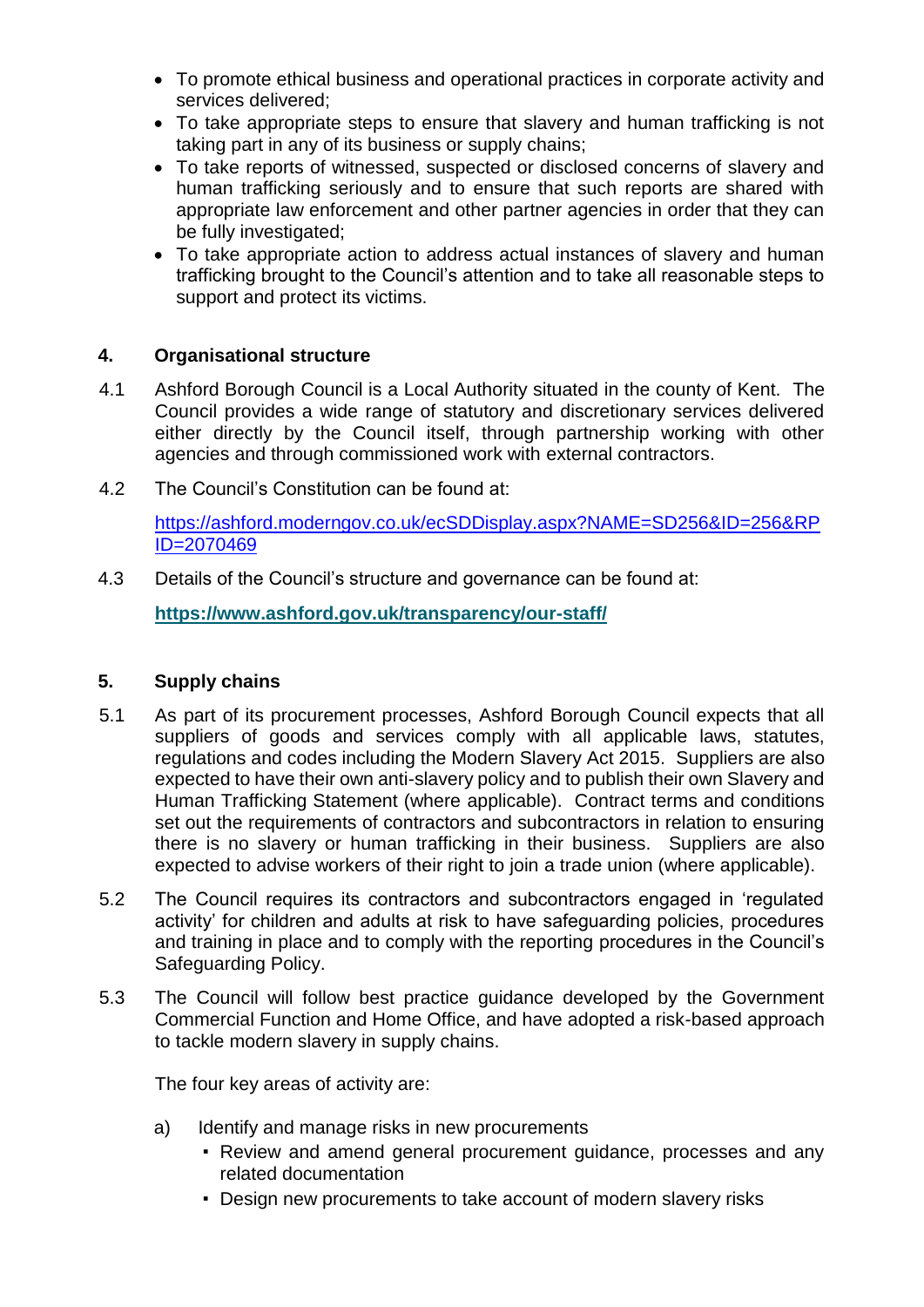- To promote ethical business and operational practices in corporate activity and services delivered;
- To take appropriate steps to ensure that slavery and human trafficking is not taking part in any of its business or supply chains;
- To take reports of witnessed, suspected or disclosed concerns of slavery and human trafficking seriously and to ensure that such reports are shared with appropriate law enforcement and other partner agencies in order that they can be fully investigated;
- To take appropriate action to address actual instances of slavery and human trafficking brought to the Council's attention and to take all reasonable steps to support and protect its victims.

## 4. Organisational structure

4.1 Ashford Borough Council is a Local Authority situated in the county of Kent. The Council provides a wide range of statutory and discretionary services delivered either directly by the Council itself, through partnership working with other agencies and through commissioned work with external contractors.

4.2 The Council's Constitution can be found at:

https://ashford.moderngov.co.uk/ecSDDisplay.aspx?NAME=SD256&ID=256&RPID=2070469

4.3 Details of the Council's structure and governance can be found at:

**https://www.ashford.gov.uk/transparency/our-staff/**

## 5. Supply chains

5.1 As part of its procurement processes, Ashford Borough Council expects that all suppliers of goods and services comply with all applicable laws, statutes, regulations and codes including the Modern Slavery Act 2015. Suppliers are also expected to have their own anti-slavery policy and to publish their own Slavery and Human Trafficking Statement (where applicable). Contract terms and conditions set out the requirements of contractors and subcontractors in relation to ensuring there is no slavery or human trafficking in their business. Suppliers are also expected to advise workers of their right to join a trade union (where applicable).

5.2 The Council requires its contractors and subcontractors engaged in 'regulated activity' for children and adults at risk to have safeguarding policies, procedures and training in place and to comply with the reporting procedures in the Council's Safeguarding Policy.

5.3 The Council will follow best practice guidance developed by the Government Commercial Function and Home Office, and have adopted a risk-based approach to tackle modern slavery in supply chains.

The four key areas of activity are:

a) Identify and manage risks in new procurements
   - Review and amend general procurement guidance, processes and any related documentation
   - Design new procurements to take account of modern slavery risks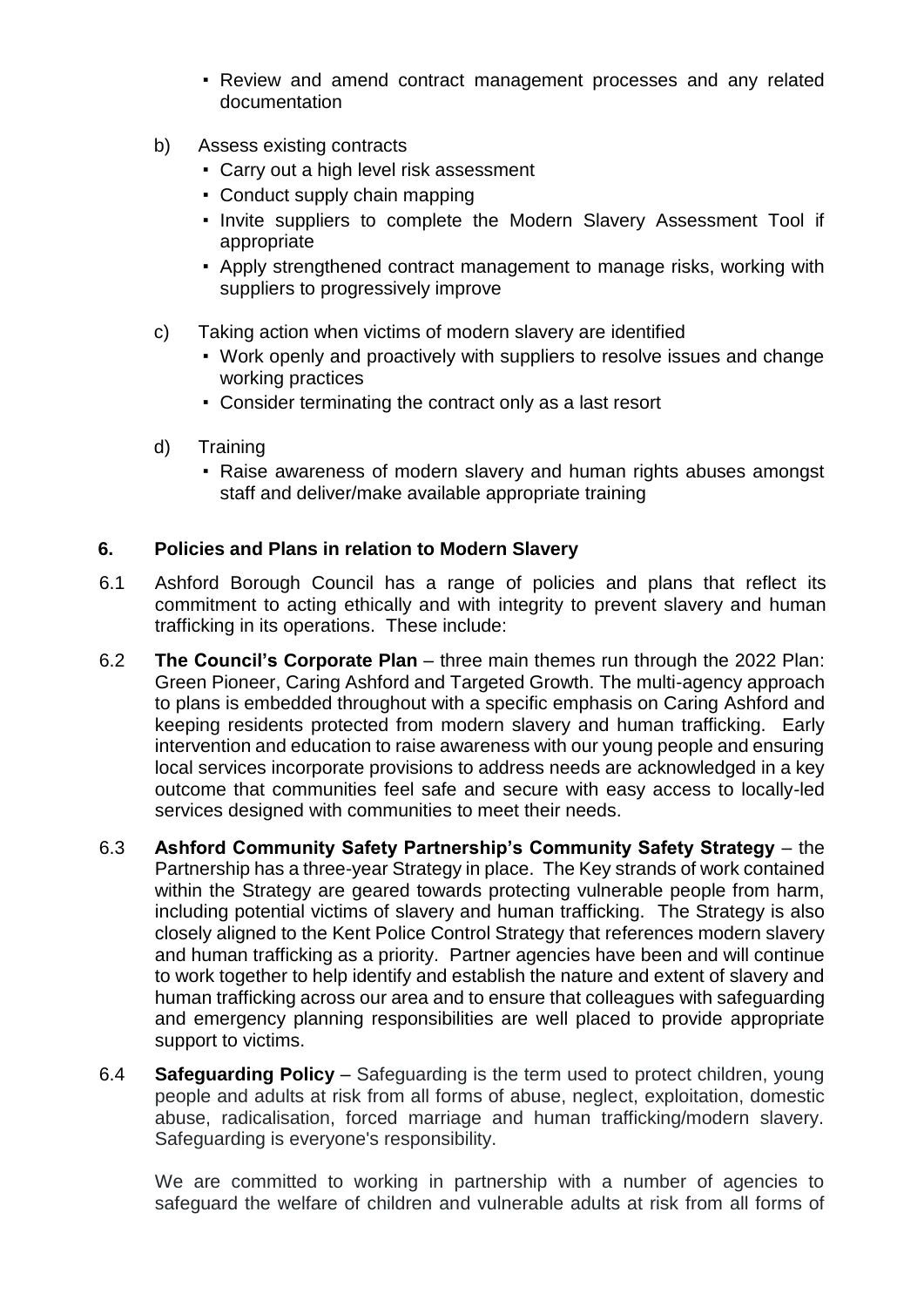- Review and amend contract management processes and any related documentation

b) Assess existing contracts
   - Carry out a high level risk assessment
   - Conduct supply chain mapping
   - Invite suppliers to complete the Modern Slavery Assessment Tool if appropriate
   - Apply strengthened contract management to manage risks, working with suppliers to progressively improve

c) Taking action when victims of modern slavery are identified
   - Work openly and proactively with suppliers to resolve issues and change working practices
   - Consider terminating the contract only as a last resort

d) Training
   - Raise awareness of modern slavery and human rights abuses amongst staff and deliver/make available appropriate training

## 6. Policies and Plans in relation to Modern Slavery

6.1 Ashford Borough Council has a range of policies and plans that reflect its commitment to acting ethically and with integrity to prevent slavery and human trafficking in its operations. These include:

6.2 **The Council's Corporate Plan** – three main themes run through the 2022 Plan: Green Pioneer, Caring Ashford and Targeted Growth. The multi-agency approach to plans is embedded throughout with a specific emphasis on Caring Ashford and keeping residents protected from modern slavery and human trafficking. Early intervention and education to raise awareness with our young people and ensuring local services incorporate provisions to address needs are acknowledged in a key outcome that communities feel safe and secure with easy access to locally-led services designed with communities to meet their needs.

6.3 **Ashford Community Safety Partnership's Community Safety Strategy** – the Partnership has a three-year Strategy in place. The Key strands of work contained within the Strategy are geared towards protecting vulnerable people from harm, including potential victims of slavery and human trafficking. The Strategy is also closely aligned to the Kent Police Control Strategy that references modern slavery and human trafficking as a priority. Partner agencies have been and will continue to work together to help identify and establish the nature and extent of slavery and human trafficking across our area and to ensure that colleagues with safeguarding and emergency planning responsibilities are well placed to provide appropriate support to victims.

6.4 **Safeguarding Policy** – Safeguarding is the term used to protect children, young people and adults at risk from all forms of abuse, neglect, exploitation, domestic abuse, radicalisation, forced marriage and human trafficking/modern slavery. Safeguarding is everyone's responsibility.

We are committed to working in partnership with a number of agencies to safeguard the welfare of children and vulnerable adults at risk from all forms of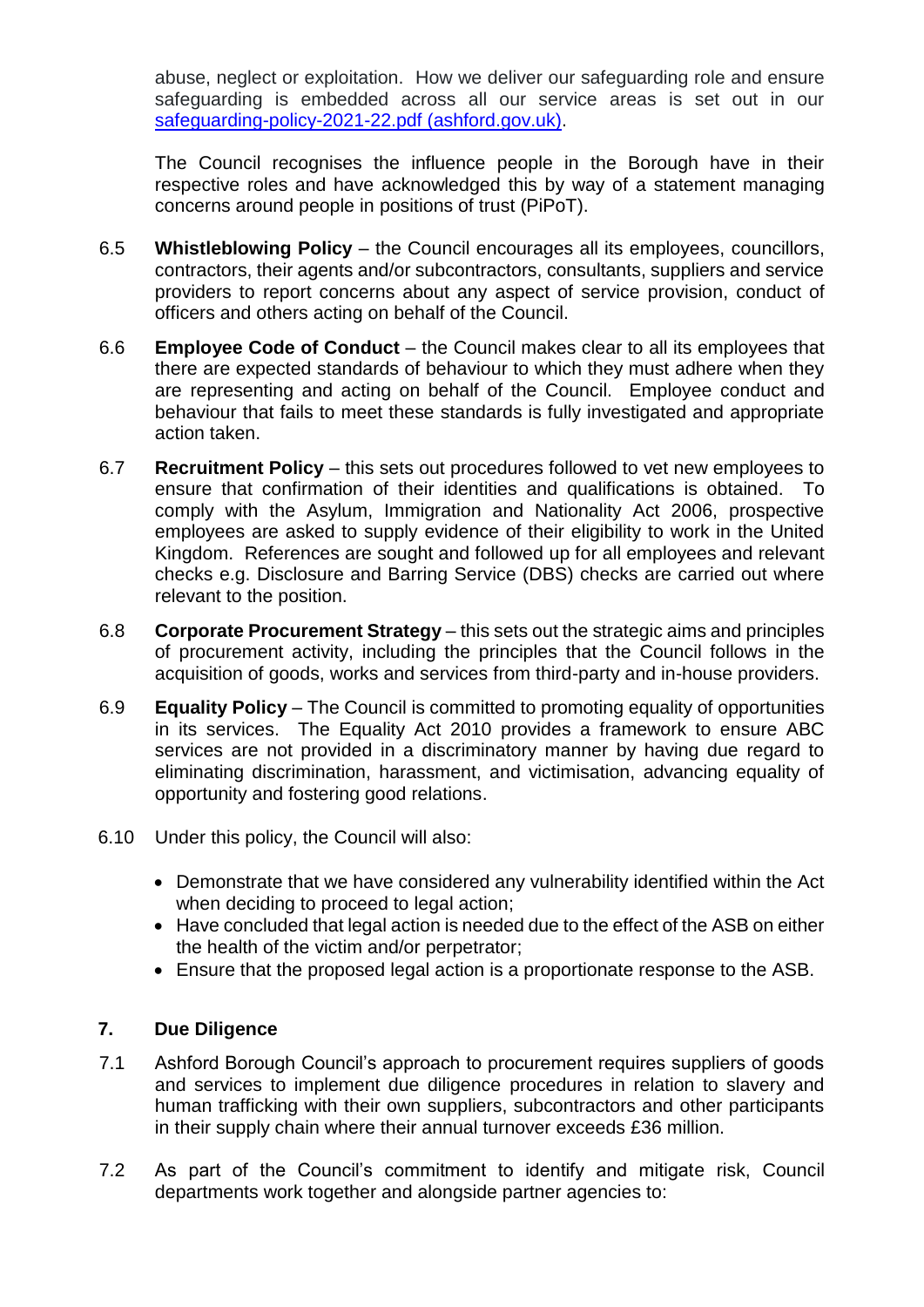abuse, neglect or exploitation. How we deliver our safeguarding role and ensure safeguarding is embedded across all our service areas is set out in our [safeguarding-policy-2021-22.pdf (ashford.gov.uk)](safeguarding-policy-2021-22.pdf).

The Council recognises the influence people in the Borough have in their respective roles and have acknowledged this by way of a statement managing concerns around people in positions of trust (PiPoT).

6.5 **Whistleblowing Policy** – the Council encourages all its employees, councillors, contractors, their agents and/or subcontractors, consultants, suppliers and service providers to report concerns about any aspect of service provision, conduct of officers and others acting on behalf of the Council.

6.6 **Employee Code of Conduct** – the Council makes clear to all its employees that there are expected standards of behaviour to which they must adhere when they are representing and acting on behalf of the Council. Employee conduct and behaviour that fails to meet these standards is fully investigated and appropriate action taken.

6.7 **Recruitment Policy** – this sets out procedures followed to vet new employees to ensure that confirmation of their identities and qualifications is obtained. To comply with the Asylum, Immigration and Nationality Act 2006, prospective employees are asked to supply evidence of their eligibility to work in the United Kingdom. References are sought and followed up for all employees and relevant checks e.g. Disclosure and Barring Service (DBS) checks are carried out where relevant to the position.

6.8 **Corporate Procurement Strategy** – this sets out the strategic aims and principles of procurement activity, including the principles that the Council follows in the acquisition of goods, works and services from third-party and in-house providers.

6.9 **Equality Policy** – The Council is committed to promoting equality of opportunities in its services. The Equality Act 2010 provides a framework to ensure ABC services are not provided in a discriminatory manner by having due regard to eliminating discrimination, harassment, and victimisation, advancing equality of opportunity and fostering good relations.

6.10 Under this policy, the Council will also:

- Demonstrate that we have considered any vulnerability identified within the Act when deciding to proceed to legal action;
- Have concluded that legal action is needed due to the effect of the ASB on either the health of the victim and/or perpetrator;
- Ensure that the proposed legal action is a proportionate response to the ASB.

## 7. Due Diligence

7.1 Ashford Borough Council's approach to procurement requires suppliers of goods and services to implement due diligence procedures in relation to slavery and human trafficking with their own suppliers, subcontractors and other participants in their supply chain where their annual turnover exceeds £36 million.

7.2 As part of the Council's commitment to identify and mitigate risk, Council departments work together and alongside partner agencies to: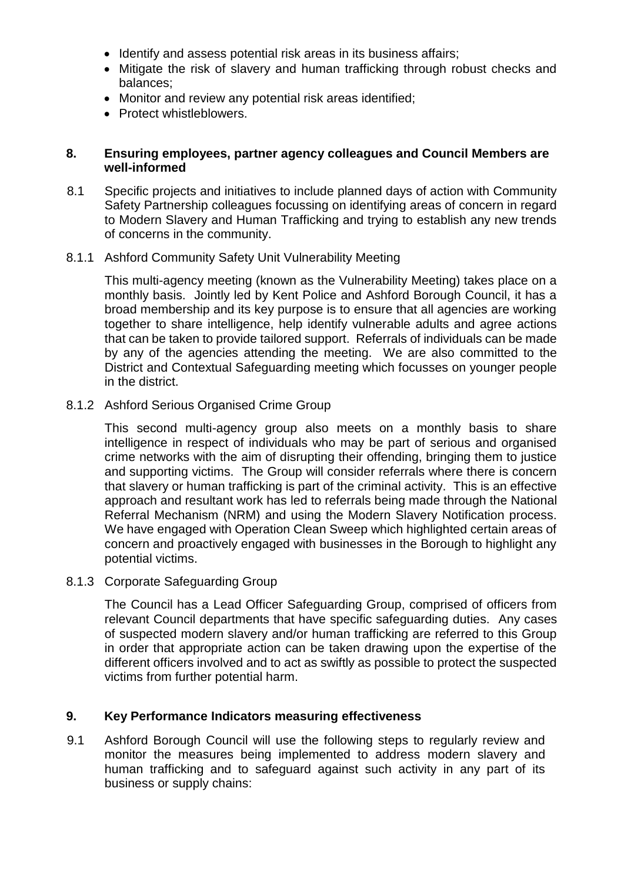- Identify and assess potential risk areas in its business affairs;
- Mitigate the risk of slavery and human trafficking through robust checks and balances;
- Monitor and review any potential risk areas identified;
- Protect whistleblowers.

## 8. Ensuring employees, partner agency colleagues and Council Members are well-informed

8.1 Specific projects and initiatives to include planned days of action with Community Safety Partnership colleagues focussing on identifying areas of concern in regard to Modern Slavery and Human Trafficking and trying to establish any new trends of concerns in the community.

8.1.1 Ashford Community Safety Unit Vulnerability Meeting

This multi-agency meeting (known as the Vulnerability Meeting) takes place on a monthly basis. Jointly led by Kent Police and Ashford Borough Council, it has a broad membership and its key purpose is to ensure that all agencies are working together to share intelligence, help identify vulnerable adults and agree actions that can be taken to provide tailored support. Referrals of individuals can be made by any of the agencies attending the meeting. We are also committed to the District and Contextual Safeguarding meeting which focusses on younger people in the district.

8.1.2 Ashford Serious Organised Crime Group

This second multi-agency group also meets on a monthly basis to share intelligence in respect of individuals who may be part of serious and organised crime networks with the aim of disrupting their offending, bringing them to justice and supporting victims. The Group will consider referrals where there is concern that slavery or human trafficking is part of the criminal activity. This is an effective approach and resultant work has led to referrals being made through the National Referral Mechanism (NRM) and using the Modern Slavery Notification process. We have engaged with Operation Clean Sweep which highlighted certain areas of concern and proactively engaged with businesses in the Borough to highlight any potential victims.

8.1.3 Corporate Safeguarding Group

The Council has a Lead Officer Safeguarding Group, comprised of officers from relevant Council departments that have specific safeguarding duties. Any cases of suspected modern slavery and/or human trafficking are referred to this Group in order that appropriate action can be taken drawing upon the expertise of the different officers involved and to act as swiftly as possible to protect the suspected victims from further potential harm.

## 9. Key Performance Indicators measuring effectiveness

9.1 Ashford Borough Council will use the following steps to regularly review and monitor the measures being implemented to address modern slavery and human trafficking and to safeguard against such activity in any part of its business or supply chains: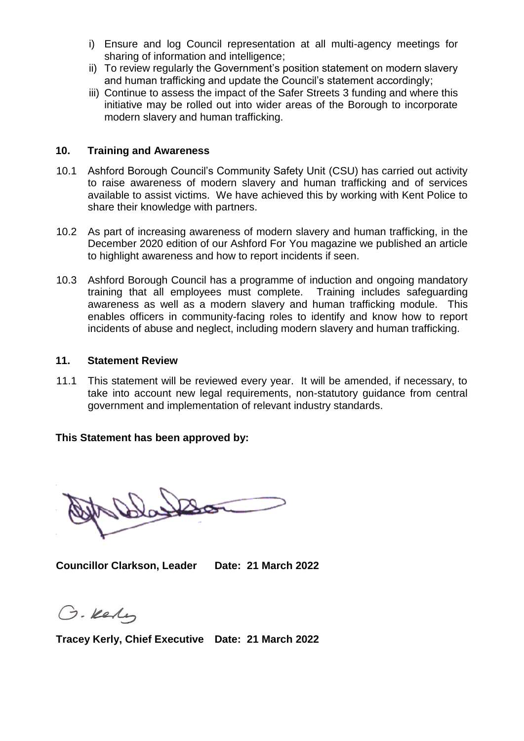i) Ensure and log Council representation at all multi-agency meetings for sharing of information and intelligence;
ii) To review regularly the Government's position statement on modern slavery and human trafficking and update the Council's statement accordingly;
iii) Continue to assess the impact of the Safer Streets 3 funding and where this initiative may be rolled out into wider areas of the Borough to incorporate modern slavery and human trafficking.

## 10. Training and Awareness

10.1 Ashford Borough Council's Community Safety Unit (CSU) has carried out activity to raise awareness of modern slavery and human trafficking and of services available to assist victims. We have achieved this by working with Kent Police to share their knowledge with partners.

10.2 As part of increasing awareness of modern slavery and human trafficking, in the December 2020 edition of our Ashford For You magazine we published an article to highlight awareness and how to report incidents if seen.

10.3 Ashford Borough Council has a programme of induction and ongoing mandatory training that all employees must complete. Training includes safeguarding awareness as well as a modern slavery and human trafficking module. This enables officers in community-facing roles to identify and know how to report incidents of abuse and neglect, including modern slavery and human trafficking.

## 11. Statement Review

11.1 This statement will be reviewed every year. It will be amended, if necessary, to take into account new legal requirements, non-statutory guidance from central government and implementation of relevant industry standards.

**This Statement has been approved by:**

**Councillor Clarkson, Leader Date: 21 March 2022**

**Tracey Kerly, Chief Executive Date: 21 March 2022**